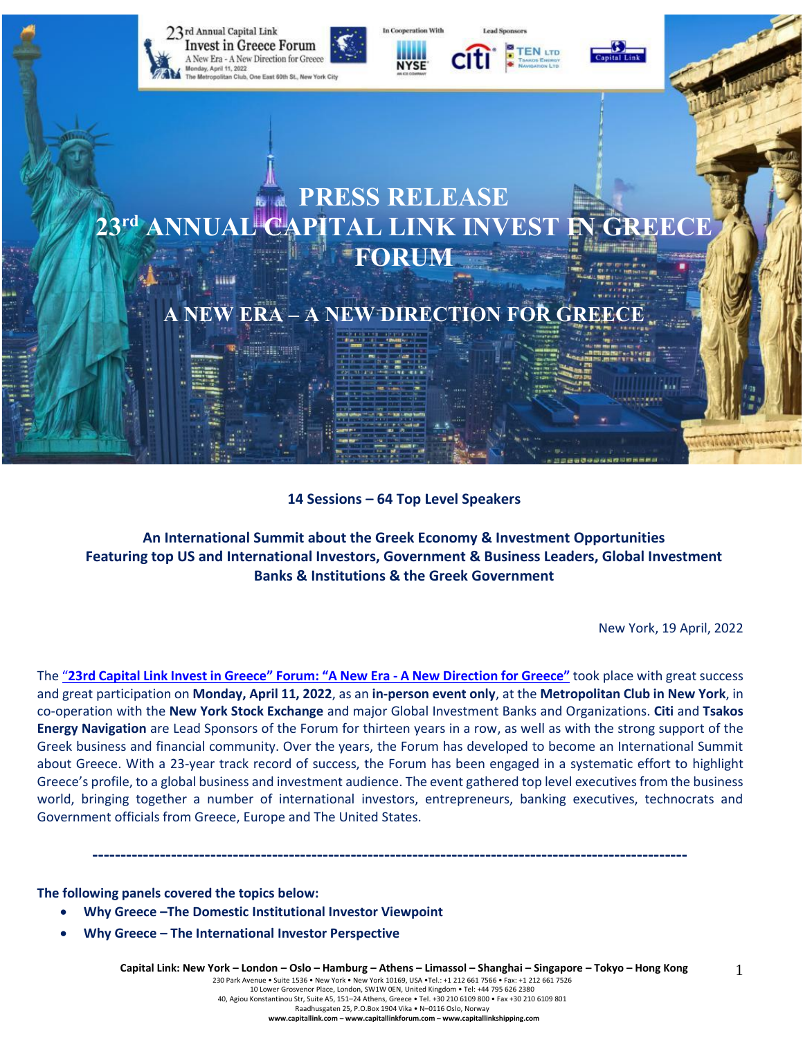23rd Annual Capital Link
Invest in Greece Forum
A New Era - A New Direction for Greece
Monday, April 11, 2022
The Metropolitan Club, One East 60th St., New York City

In Cooperation With NYSE
Lead Sponsors: citi, TEN LTD Tsakos Energy Navigation Ltd, Capital Link

# PRESS RELEASE
# 23rd ANNUAL CAPITAL LINK INVEST IN GREECE FORUM

## A NEW ERA – A NEW DIRECTION FOR GREECE

**14 Sessions – 64 Top Level Speakers**

**An International Summit about the Greek Economy & Investment Opportunities**
**Featuring top US and International Investors, Government & Business Leaders, Global Investment Banks & Institutions & the Greek Government**

New York, 19 April, 2022

The **"23rd Capital Link Invest in Greece" Forum: "A New Era - A New Direction for Greece"** took place with great success and great participation on **Monday, April 11, 2022**, as an **in-person event only**, at the **Metropolitan Club in New York**, in co-operation with the **New York Stock Exchange** and major Global Investment Banks and Organizations. **Citi** and **Tsakos Energy Navigation** are Lead Sponsors of the Forum for thirteen years in a row, as well as with the strong support of the Greek business and financial community. Over the years, the Forum has developed to become an International Summit about Greece. With a 23-year track record of success, the Forum has been engaged in a systematic effort to highlight Greece's profile, to a global business and investment audience. The event gathered top level executives from the business world, bringing together a number of international investors, entrepreneurs, banking executives, technocrats and Government officials from Greece, Europe and The United States.

---

**The following panels covered the topics below:**

- **Why Greece –The Domestic Institutional Investor Viewpoint**
- **Why Greece – The International Investor Perspective**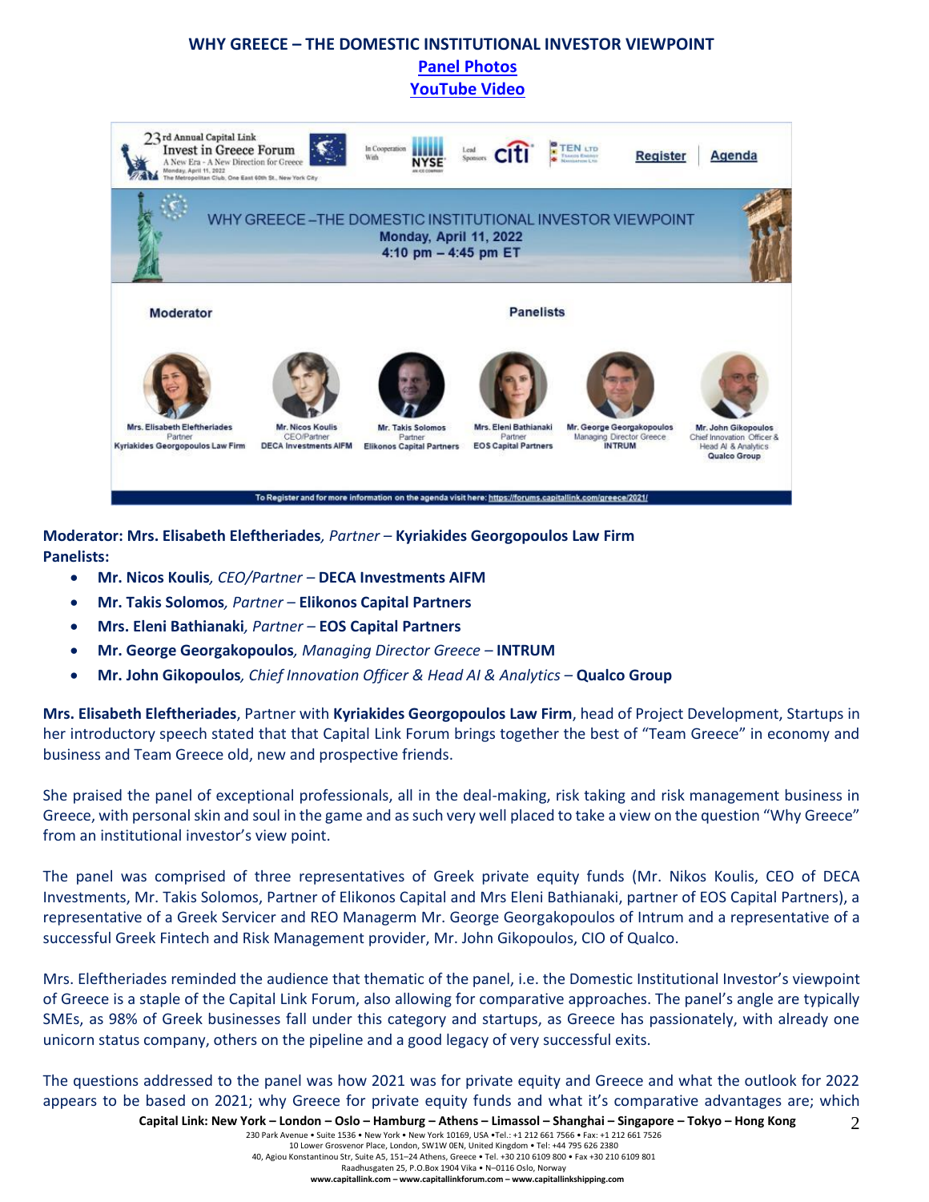# WHY GREECE – THE DOMESTIC INSTITUTIONAL INVESTOR VIEWPOINT

**Panel Photos**
**YouTube Video**

**Moderator: Mrs. Elisabeth Eleftheriades**, *Partner* – **Kyriakides Georgopoulos Law Firm**
**Panelists:**

- **Mr. Nicos Koulis**, *CEO/Partner* – **DECA Investments AIFM**
- **Mr. Takis Solomos**, *Partner* – **Elikonos Capital Partners**
- **Mrs. Eleni Bathianaki**, *Partner* – **EOS Capital Partners**
- **Mr. George Georgakopoulos**, *Managing Director Greece* – **INTRUM**
- **Mr. John Gikopoulos**, *Chief Innovation Officer & Head AI & Analytics* – **Qualco Group**

**Mrs. Elisabeth Eleftheriades**, Partner with **Kyriakides Georgopoulos Law Firm**, head of Project Development, Startups in her introductory speech stated that that Capital Link Forum brings together the best of "Team Greece" in economy and business and Team Greece old, new and prospective friends.

She praised the panel of exceptional professionals, all in the deal-making, risk taking and risk management business in Greece, with personal skin and soul in the game and as such very well placed to take a view on the question "Why Greece" from an institutional investor's view point.

The panel was comprised of three representatives of Greek private equity funds (Mr. Nikos Koulis, CEO of DECA Investments, Mr. Takis Solomos, Partner of Elikonos Capital and Mrs Eleni Bathianaki, partner of EOS Capital Partners), a representative of a Greek Servicer and REO Managerm Mr. George Georgakopoulos of Intrum and a representative of a successful Greek Fintech and Risk Management provider, Mr. John Gikopoulos, CIO of Qualco.

Mrs. Eleftheriades reminded the audience that thematic of the panel, i.e. the Domestic Institutional Investor's viewpoint of Greece is a staple of the Capital Link Forum, also allowing for comparative approaches. The panel's angle are typically SMEs, as 98% of Greek businesses fall under this category and startups, as Greece has passionately, with already one unicorn status company, others on the pipeline and a good legacy of very successful exits.

The questions addressed to the panel was how 2021 was for private equity and Greece and what the outlook for 2022 appears to be based on 2021; why Greece for private equity funds and what it's comparative advantages are; which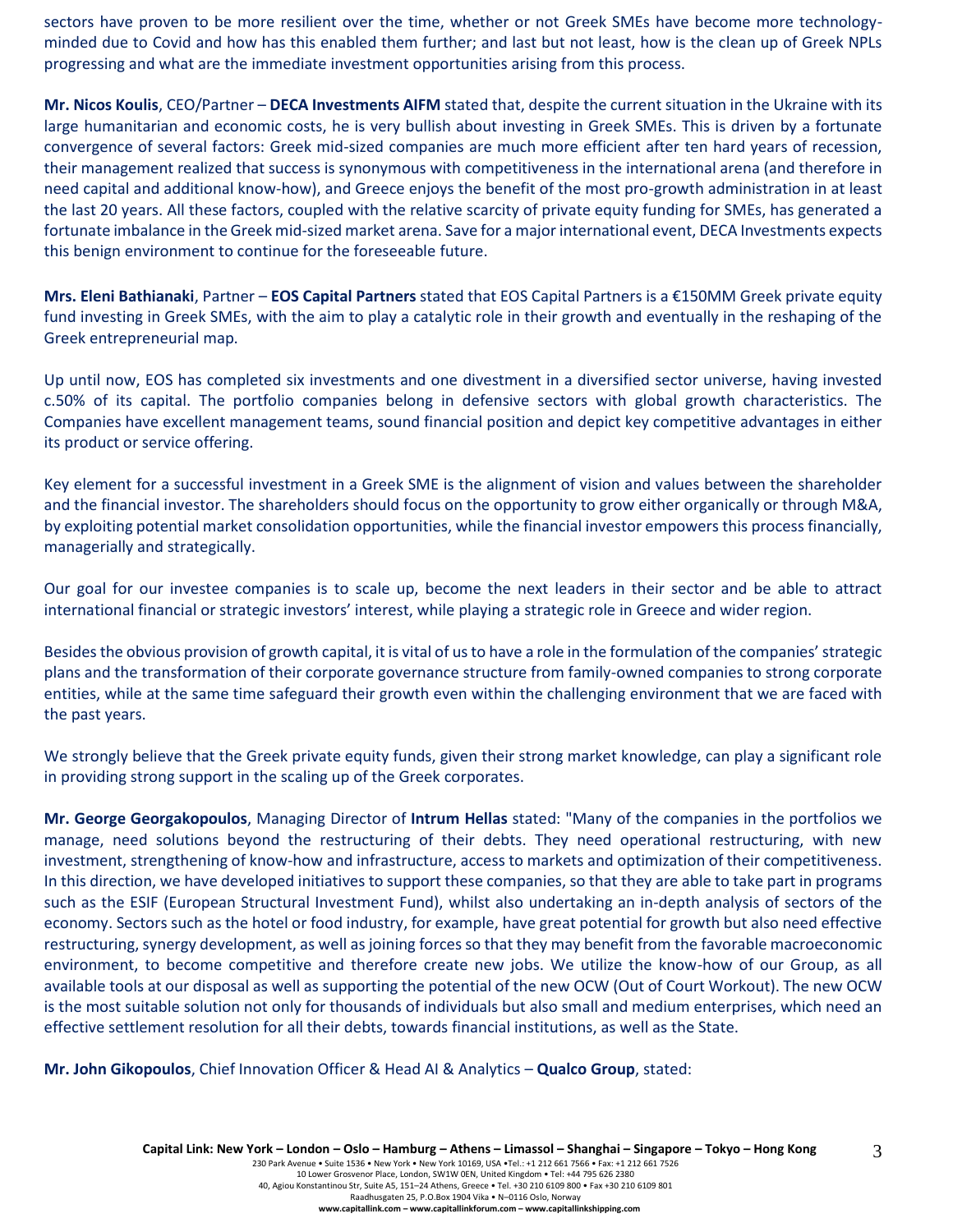sectors have proven to be more resilient over the time, whether or not Greek SMEs have become more technology-minded due to Covid and how has this enabled them further; and last but not least, how is the clean up of Greek NPLs progressing and what are the immediate investment opportunities arising from this process.

**Mr. Nicos Koulis**, CEO/Partner – **DECA Investments AIFM** stated that, despite the current situation in the Ukraine with its large humanitarian and economic costs, he is very bullish about investing in Greek SMEs. This is driven by a fortunate convergence of several factors: Greek mid-sized companies are much more efficient after ten hard years of recession, their management realized that success is synonymous with competitiveness in the international arena (and therefore in need capital and additional know-how), and Greece enjoys the benefit of the most pro-growth administration in at least the last 20 years. All these factors, coupled with the relative scarcity of private equity funding for SMEs, has generated a fortunate imbalance in the Greek mid-sized market arena. Save for a major international event, DECA Investments expects this benign environment to continue for the foreseeable future.

**Mrs. Eleni Bathianaki**, Partner – **EOS Capital Partners** stated that EOS Capital Partners is a €150MM Greek private equity fund investing in Greek SMEs, with the aim to play a catalytic role in their growth and eventually in the reshaping of the Greek entrepreneurial map.

Up until now, EOS has completed six investments and one divestment in a diversified sector universe, having invested c.50% of its capital. The portfolio companies belong in defensive sectors with global growth characteristics. The Companies have excellent management teams, sound financial position and depict key competitive advantages in either its product or service offering.

Key element for a successful investment in a Greek SME is the alignment of vision and values between the shareholder and the financial investor. The shareholders should focus on the opportunity to grow either organically or through M&A, by exploiting potential market consolidation opportunities, while the financial investor empowers this process financially, managerially and strategically.

Our goal for our investee companies is to scale up, become the next leaders in their sector and be able to attract international financial or strategic investors' interest, while playing a strategic role in Greece and wider region.

Besides the obvious provision of growth capital, it is vital of us to have a role in the formulation of the companies' strategic plans and the transformation of their corporate governance structure from family-owned companies to strong corporate entities, while at the same time safeguard their growth even within the challenging environment that we are faced with the past years.

We strongly believe that the Greek private equity funds, given their strong market knowledge, can play a significant role in providing strong support in the scaling up of the Greek corporates.

**Mr. George Georgakopoulos**, Managing Director of **Intrum Hellas** stated: "Many of the companies in the portfolios we manage, need solutions beyond the restructuring of their debts. They need operational restructuring, with new investment, strengthening of know-how and infrastructure, access to markets and optimization of their competitiveness. In this direction, we have developed initiatives to support these companies, so that they are able to take part in programs such as the ESIF (European Structural Investment Fund), whilst also undertaking an in-depth analysis of sectors of the economy. Sectors such as the hotel or food industry, for example, have great potential for growth but also need effective restructuring, synergy development, as well as joining forces so that they may benefit from the favorable macroeconomic environment, to become competitive and therefore create new jobs. We utilize the know-how of our Group, as all available tools at our disposal as well as supporting the potential of the new OCW (Out of Court Workout). The new OCW is the most suitable solution not only for thousands of individuals but also small and medium enterprises, which need an effective settlement resolution for all their debts, towards financial institutions, as well as the State.

**Mr. John Gikopoulos**, Chief Innovation Officer & Head AI & Analytics – **Qualco Group**, stated: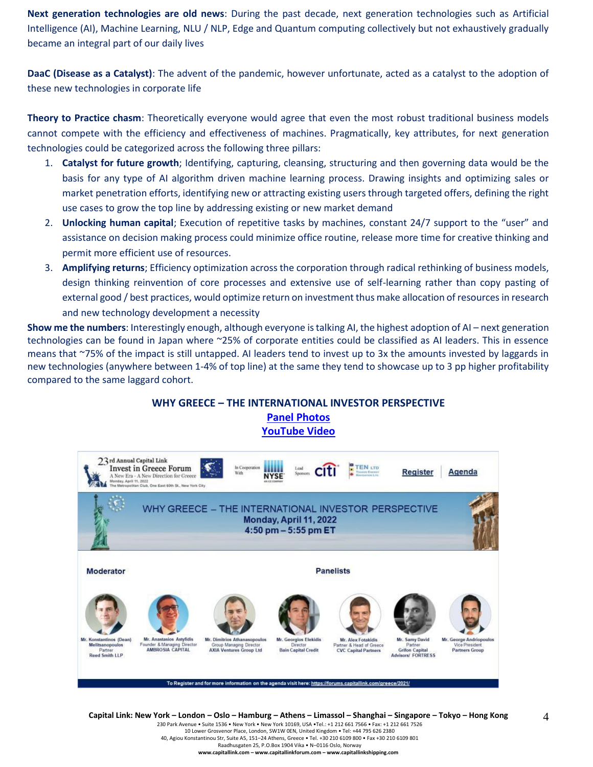**Next generation technologies are old news**: During the past decade, next generation technologies such as Artificial Intelligence (AI), Machine Learning, NLU / NLP, Edge and Quantum computing collectively but not exhaustively gradually became an integral part of our daily lives

**DaaC (Disease as a Catalyst)**: The advent of the pandemic, however unfortunate, acted as a catalyst to the adoption of these new technologies in corporate life

**Theory to Practice chasm**: Theoretically everyone would agree that even the most robust traditional business models cannot compete with the efficiency and effectiveness of machines. Pragmatically, key attributes, for next generation technologies could be categorized across the following three pillars:

1. **Catalyst for future growth**; Identifying, capturing, cleansing, structuring and then governing data would be the basis for any type of AI algorithm driven machine learning process. Drawing insights and optimizing sales or market penetration efforts, identifying new or attracting existing users through targeted offers, defining the right use cases to grow the top line by addressing existing or new market demand
2. **Unlocking human capital**; Execution of repetitive tasks by machines, constant 24/7 support to the "user" and assistance on decision making process could minimize office routine, release more time for creative thinking and permit more efficient use of resources.
3. **Amplifying returns**; Efficiency optimization across the corporation through radical rethinking of business models, design thinking reinvention of core processes and extensive use of self-learning rather than copy pasting of external good / best practices, would optimize return on investment thus make allocation of resources in research and new technology development a necessity

**Show me the numbers**: Interestingly enough, although everyone is talking AI, the highest adoption of AI – next generation technologies can be found in Japan where ~25% of corporate entities could be classified as AI leaders. This in essence means that ~75% of the impact is still untapped. AI leaders tend to invest up to 3x the amounts invested by laggards in new technologies (anywhere between 1-4% of top line) at the same they tend to showcase up to 3 pp higher profitability compared to the same laggard cohort.

## WHY GREECE – THE INTERNATIONAL INVESTOR PERSPECTIVE

Panel Photos

YouTube Video

23rd Annual Capital Link Invest in Greece Forum
A New Era - A New Direction for Greece
Monday, April 11, 2022
The Metropolitan Club, One East 60th St., New York City

In Cooperation With NYSE | Lead Sponsors citi, TEN LTD

Register | Agenda

WHY GREECE – THE INTERNATIONAL INVESTOR PERSPECTIVE
Monday, April 11, 2022
4:50 pm – 5:55 pm ET

**Moderator**

Mr. Konstantinos (Dean) Melitsanopoulos, Partner, Reed Smith LLP

**Panelists**

- Mr. Anastasios Astyfidis, Founder & Managing Director, AMBROSIA CAPITAL
- Mr. Dimitrios Athanasopoulos, Group Managing Director, AXIA Ventures Group Ltd
- Mr. Georgios Elekidis, Director, Bain Capital Credit
- Mr. Alex Fotakidis, Partner & Head of Greece, CVC Capital Partners
- Mr. Samy David, Partner, Grifon Capital Advisors/ FORTRESS
- Mr. George Andriopoulos, Vice President, Partners Group

To Register and for more information on the agenda visit here: https://forums.capitallink.com/greece/2021/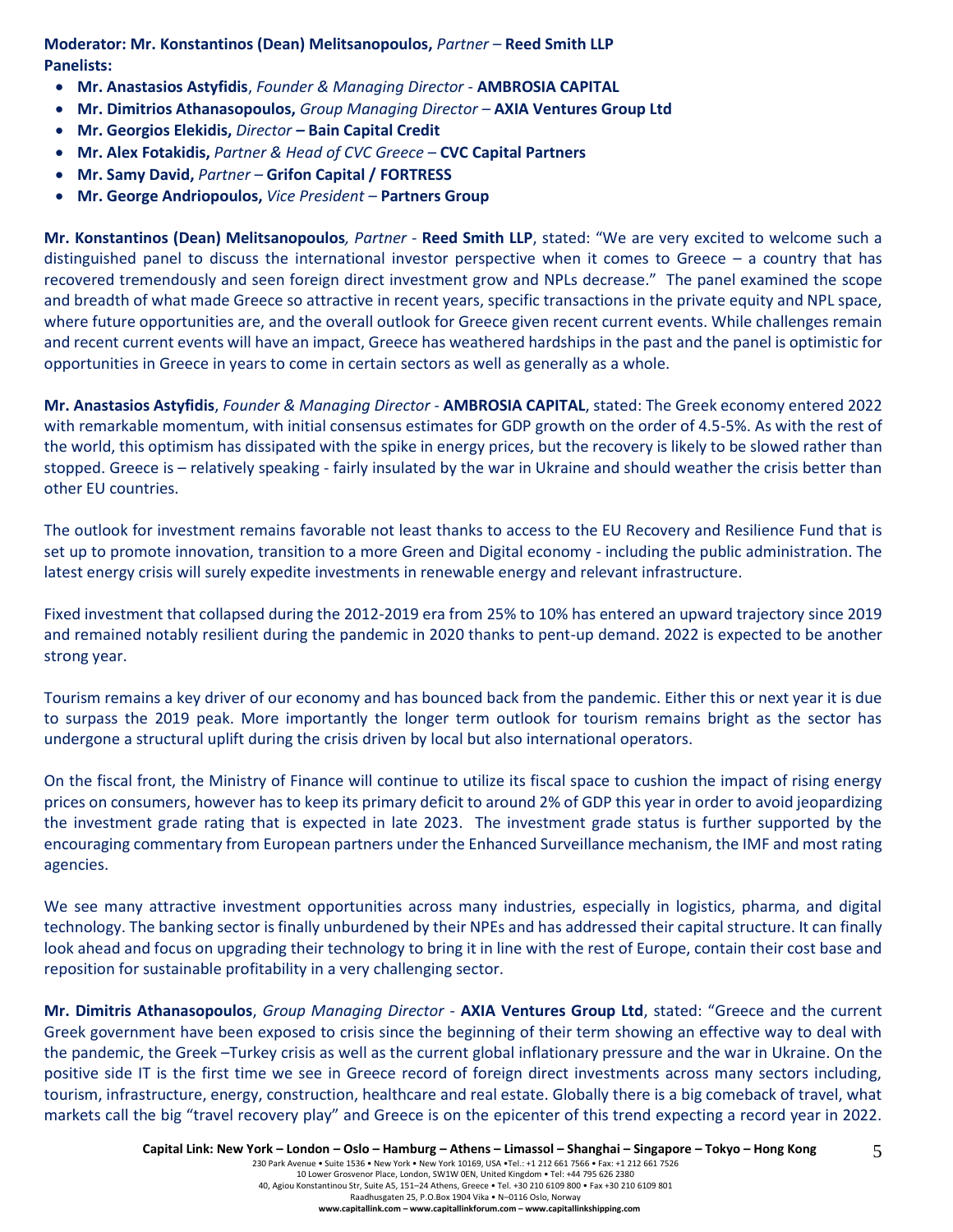**Moderator: Mr. Konstantinos (Dean) Melitsanopoulos,** *Partner* – **Reed Smith LLP**
**Panelists:**

- **Mr. Anastasios Astyfidis**, *Founder & Managing Director* - **AMBROSIA CAPITAL**
- **Mr. Dimitrios Athanasopoulos,** *Group Managing Director* – **AXIA Ventures Group Ltd**
- **Mr. Georgios Elekidis,** *Director* **– Bain Capital Credit**
- **Mr. Alex Fotakidis,** *Partner & Head of CVC Greece* – **CVC Capital Partners**
- **Mr. Samy David,** *Partner* – **Grifon Capital / FORTRESS**
- **Mr. George Andriopoulos,** *Vice President* – **Partners Group**

**Mr. Konstantinos (Dean) Melitsanopoulos***, Partner* - **Reed Smith LLP**, stated: "We are very excited to welcome such a distinguished panel to discuss the international investor perspective when it comes to Greece – a country that has recovered tremendously and seen foreign direct investment grow and NPLs decrease." The panel examined the scope and breadth of what made Greece so attractive in recent years, specific transactions in the private equity and NPL space, where future opportunities are, and the overall outlook for Greece given recent current events. While challenges remain and recent current events will have an impact, Greece has weathered hardships in the past and the panel is optimistic for opportunities in Greece in years to come in certain sectors as well as generally as a whole.

**Mr. Anastasios Astyfidis**, *Founder & Managing Director* - **AMBROSIA CAPITAL**, stated: The Greek economy entered 2022 with remarkable momentum, with initial consensus estimates for GDP growth on the order of 4.5-5%. As with the rest of the world, this optimism has dissipated with the spike in energy prices, but the recovery is likely to be slowed rather than stopped. Greece is – relatively speaking - fairly insulated by the war in Ukraine and should weather the crisis better than other EU countries.

The outlook for investment remains favorable not least thanks to access to the EU Recovery and Resilience Fund that is set up to promote innovation, transition to a more Green and Digital economy - including the public administration. The latest energy crisis will surely expedite investments in renewable energy and relevant infrastructure.

Fixed investment that collapsed during the 2012-2019 era from 25% to 10% has entered an upward trajectory since 2019 and remained notably resilient during the pandemic in 2020 thanks to pent-up demand. 2022 is expected to be another strong year.

Tourism remains a key driver of our economy and has bounced back from the pandemic. Either this or next year it is due to surpass the 2019 peak. More importantly the longer term outlook for tourism remains bright as the sector has undergone a structural uplift during the crisis driven by local but also international operators.

On the fiscal front, the Ministry of Finance will continue to utilize its fiscal space to cushion the impact of rising energy prices on consumers, however has to keep its primary deficit to around 2% of GDP this year in order to avoid jeopardizing the investment grade rating that is expected in late 2023. The investment grade status is further supported by the encouraging commentary from European partners under the Enhanced Surveillance mechanism, the IMF and most rating agencies.

We see many attractive investment opportunities across many industries, especially in logistics, pharma, and digital technology. The banking sector is finally unburdened by their NPEs and has addressed their capital structure. It can finally look ahead and focus on upgrading their technology to bring it in line with the rest of Europe, contain their cost base and reposition for sustainable profitability in a very challenging sector.

**Mr. Dimitris Athanasopoulos**, *Group Managing Director* - **AXIA Ventures Group Ltd**, stated: "Greece and the current Greek government have been exposed to crisis since the beginning of their term showing an effective way to deal with the pandemic, the Greek –Turkey crisis as well as the current global inflationary pressure and the war in Ukraine. On the positive side IT is the first time we see in Greece record of foreign direct investments across many sectors including, tourism, infrastructure, energy, construction, healthcare and real estate. Globally there is a big comeback of travel, what markets call the big "travel recovery play" and Greece is on the epicenter of this trend expecting a record year in 2022.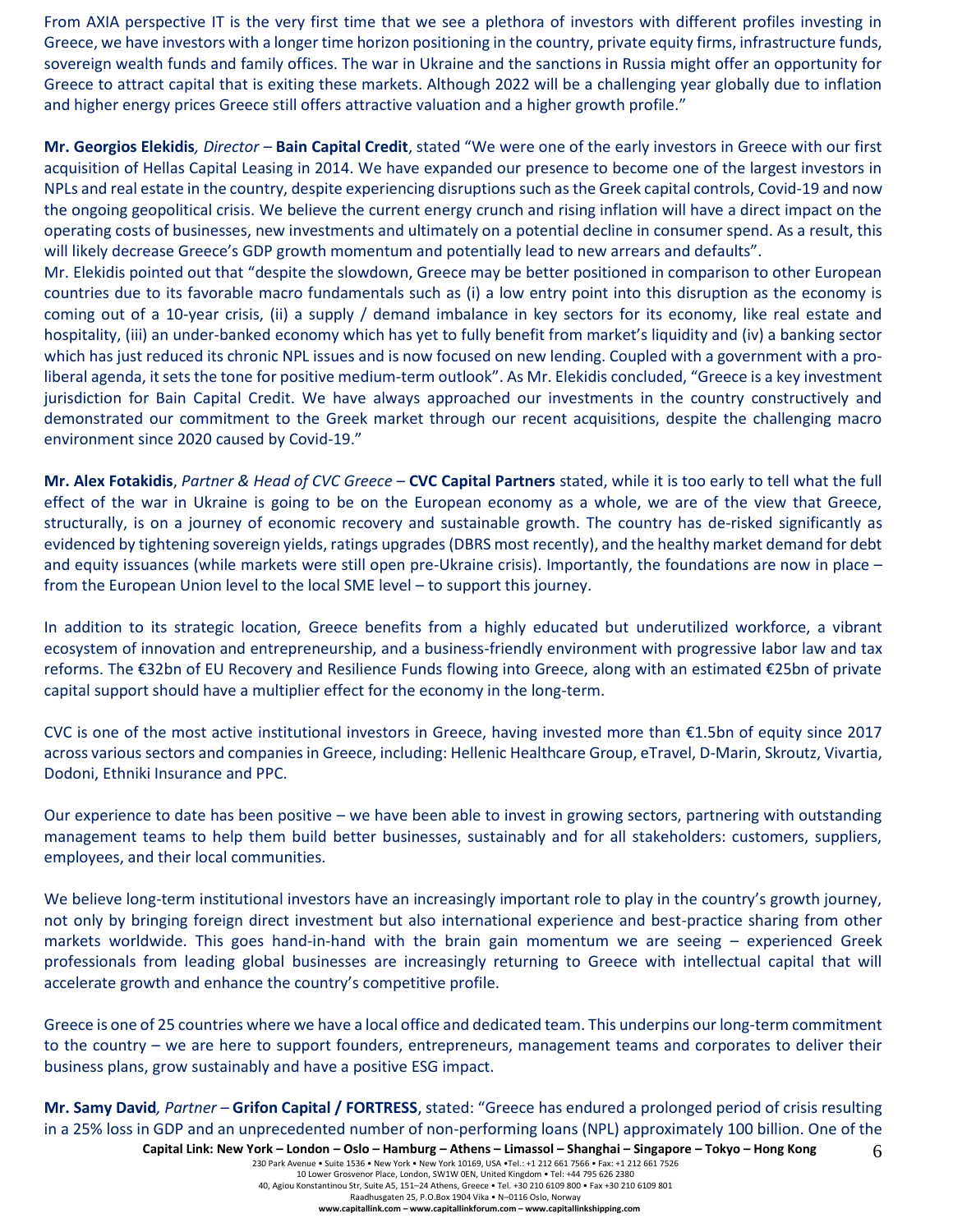From AXIA perspective IT is the very first time that we see a plethora of investors with different profiles investing in Greece, we have investors with a longer time horizon positioning in the country, private equity firms, infrastructure funds, sovereign wealth funds and family offices. The war in Ukraine and the sanctions in Russia might offer an opportunity for Greece to attract capital that is exiting these markets. Although 2022 will be a challenging year globally due to inflation and higher energy prices Greece still offers attractive valuation and a higher growth profile."

**Mr. Georgios Elekidis**, *Director* – **Bain Capital Credit**, stated "We were one of the early investors in Greece with our first acquisition of Hellas Capital Leasing in 2014. We have expanded our presence to become one of the largest investors in NPLs and real estate in the country, despite experiencing disruptions such as the Greek capital controls, Covid-19 and now the ongoing geopolitical crisis. We believe the current energy crunch and rising inflation will have a direct impact on the operating costs of businesses, new investments and ultimately on a potential decline in consumer spend. As a result, this will likely decrease Greece's GDP growth momentum and potentially lead to new arrears and defaults".
Mr. Elekidis pointed out that "despite the slowdown, Greece may be better positioned in comparison to other European countries due to its favorable macro fundamentals such as (i) a low entry point into this disruption as the economy is coming out of a 10-year crisis, (ii) a supply / demand imbalance in key sectors for its economy, like real estate and hospitality, (iii) an under-banked economy which has yet to fully benefit from market's liquidity and (iv) a banking sector which has just reduced its chronic NPL issues and is now focused on new lending. Coupled with a government with a pro-liberal agenda, it sets the tone for positive medium-term outlook". As Mr. Elekidis concluded, "Greece is a key investment jurisdiction for Bain Capital Credit. We have always approached our investments in the country constructively and demonstrated our commitment to the Greek market through our recent acquisitions, despite the challenging macro environment since 2020 caused by Covid-19."

**Mr. Alex Fotakidis**, *Partner & Head of CVC Greece* – **CVC Capital Partners** stated, while it is too early to tell what the full effect of the war in Ukraine is going to be on the European economy as a whole, we are of the view that Greece, structurally, is on a journey of economic recovery and sustainable growth. The country has de-risked significantly as evidenced by tightening sovereign yields, ratings upgrades (DBRS most recently), and the healthy market demand for debt and equity issuances (while markets were still open pre-Ukraine crisis). Importantly, the foundations are now in place – from the European Union level to the local SME level – to support this journey.

In addition to its strategic location, Greece benefits from a highly educated but underutilized workforce, a vibrant ecosystem of innovation and entrepreneurship, and a business-friendly environment with progressive labor law and tax reforms. The €32bn of EU Recovery and Resilience Funds flowing into Greece, along with an estimated €25bn of private capital support should have a multiplier effect for the economy in the long-term.

CVC is one of the most active institutional investors in Greece, having invested more than €1.5bn of equity since 2017 across various sectors and companies in Greece, including: Hellenic Healthcare Group, eTravel, D-Marin, Skroutz, Vivartia, Dodoni, Ethniki Insurance and PPC.

Our experience to date has been positive – we have been able to invest in growing sectors, partnering with outstanding management teams to help them build better businesses, sustainably and for all stakeholders: customers, suppliers, employees, and their local communities.

We believe long-term institutional investors have an increasingly important role to play in the country's growth journey, not only by bringing foreign direct investment but also international experience and best-practice sharing from other markets worldwide. This goes hand-in-hand with the brain gain momentum we are seeing – experienced Greek professionals from leading global businesses are increasingly returning to Greece with intellectual capital that will accelerate growth and enhance the country's competitive profile.

Greece is one of 25 countries where we have a local office and dedicated team. This underpins our long-term commitment to the country – we are here to support founders, entrepreneurs, management teams and corporates to deliver their business plans, grow sustainably and have a positive ESG impact.

**Mr. Samy David**, *Partner* – **Grifon Capital / FORTRESS**, stated: "Greece has endured a prolonged period of crisis resulting in a 25% loss in GDP and an unprecedented number of non-performing loans (NPL) approximately 100 billion. One of the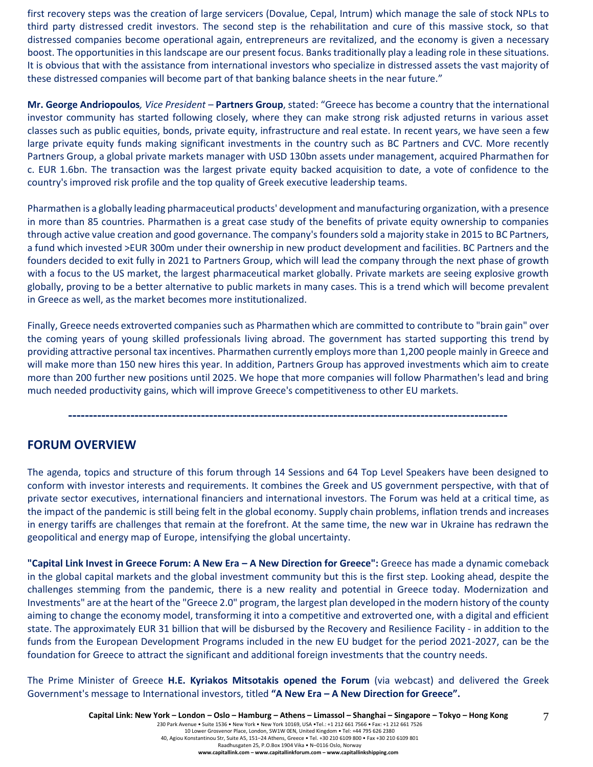first recovery steps was the creation of large servicers (Dovalue, Cepal, Intrum) which manage the sale of stock NPLs to third party distressed credit investors. The second step is the rehabilitation and cure of this massive stock, so that distressed companies become operational again, entrepreneurs are revitalized, and the economy is given a necessary boost. The opportunities in this landscape are our present focus. Banks traditionally play a leading role in these situations. It is obvious that with the assistance from international investors who specialize in distressed assets the vast majority of these distressed companies will become part of that banking balance sheets in the near future."

**Mr. George Andriopoulos***, Vice President* – **Partners Group**, stated: "Greece has become a country that the international investor community has started following closely, where they can make strong risk adjusted returns in various asset classes such as public equities, bonds, private equity, infrastructure and real estate. In recent years, we have seen a few large private equity funds making significant investments in the country such as BC Partners and CVC. More recently Partners Group, a global private markets manager with USD 130bn assets under management, acquired Pharmathen for c. EUR 1.6bn. The transaction was the largest private equity backed acquisition to date, a vote of confidence to the country's improved risk profile and the top quality of Greek executive leadership teams.

Pharmathen is a globally leading pharmaceutical products' development and manufacturing organization, with a presence in more than 85 countries. Pharmathen is a great case study of the benefits of private equity ownership to companies through active value creation and good governance. The company's founders sold a majority stake in 2015 to BC Partners, a fund which invested >EUR 300m under their ownership in new product development and facilities. BC Partners and the founders decided to exit fully in 2021 to Partners Group, which will lead the company through the next phase of growth with a focus to the US market, the largest pharmaceutical market globally. Private markets are seeing explosive growth globally, proving to be a better alternative to public markets in many cases. This is a trend which will become prevalent in Greece as well, as the market becomes more institutionalized.

Finally, Greece needs extroverted companies such as Pharmathen which are committed to contribute to "brain gain" over the coming years of young skilled professionals living abroad. The government has started supporting this trend by providing attractive personal tax incentives. Pharmathen currently employs more than 1,200 people mainly in Greece and will make more than 150 new hires this year. In addition, Partners Group has approved investments which aim to create more than 200 further new positions until 2025. We hope that more companies will follow Pharmathen's lead and bring much needed productivity gains, which will improve Greece's competitiveness to other EU markets.

---

## FORUM OVERVIEW

The agenda, topics and structure of this forum through 14 Sessions and 64 Top Level Speakers have been designed to conform with investor interests and requirements. It combines the Greek and US government perspective, with that of private sector executives, international financiers and international investors. The Forum was held at a critical time, as the impact of the pandemic is still being felt in the global economy. Supply chain problems, inflation trends and increases in energy tariffs are challenges that remain at the forefront. At the same time, the new war in Ukraine has redrawn the geopolitical and energy map of Europe, intensifying the global uncertainty.

**"Capital Link Invest in Greece Forum: A New Era – A New Direction for Greece":** Greece has made a dynamic comeback in the global capital markets and the global investment community but this is the first step. Looking ahead, despite the challenges stemming from the pandemic, there is a new reality and potential in Greece today. Modernization and Investments" are at the heart of the "Greece 2.0" program, the largest plan developed in the modern history of the county aiming to change the economy model, transforming it into a competitive and extroverted one, with a digital and efficient state. The approximately EUR 31 billion that will be disbursed by the Recovery and Resilience Facility - in addition to the funds from the European Development Programs included in the new EU budget for the period 2021-2027, can be the foundation for Greece to attract the significant and additional foreign investments that the country needs.

The Prime Minister of Greece **H.E. Kyriakos Mitsotakis opened the Forum** (via webcast) and delivered the Greek Government's message to International investors, titled **"A New Era – A New Direction for Greece".**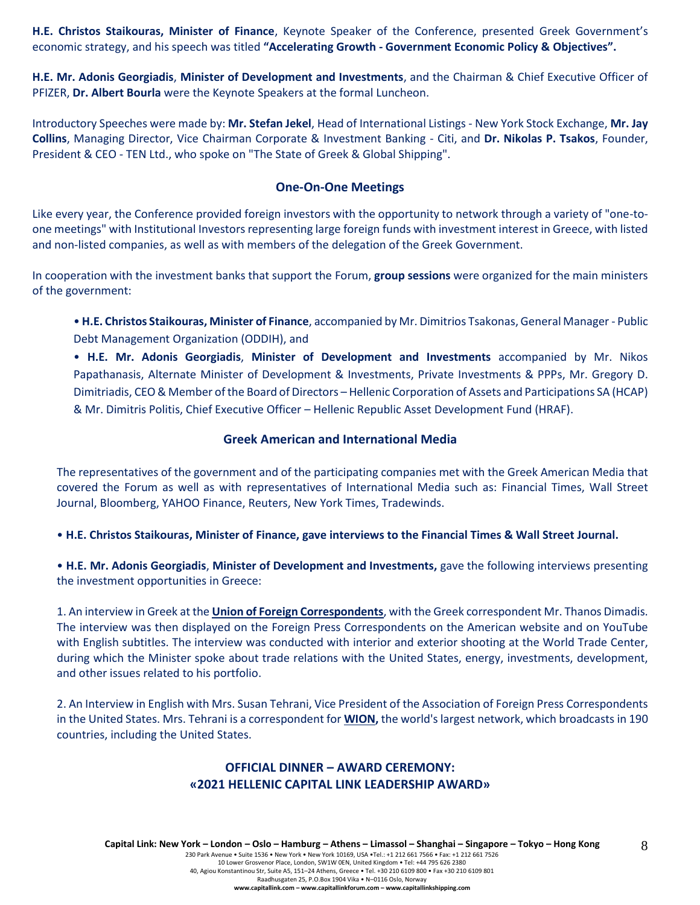**H.E. Christos Staikouras, Minister of Finance**, Keynote Speaker of the Conference, presented Greek Government's economic strategy, and his speech was titled **"Accelerating Growth - Government Economic Policy & Objectives".**

**H.E. Mr. Adonis Georgiadis**, **Minister of Development and Investments**, and the Chairman & Chief Executive Officer of PFIZER, **Dr. Albert Bourla** were the Keynote Speakers at the formal Luncheon.

Introductory Speeches were made by: **Mr. Stefan Jekel**, Head of International Listings - New York Stock Exchange, **Mr. Jay Collins**, Managing Director, Vice Chairman Corporate & Investment Banking - Citi, and **Dr. Nikolas P. Tsakos**, Founder, President & CEO - TEN Ltd., who spoke on "The State of Greek & Global Shipping".

## One-On-One Meetings

Like every year, the Conference provided foreign investors with the opportunity to network through a variety of "one-to-one meetings" with Institutional Investors representing large foreign funds with investment interest in Greece, with listed and non-listed companies, as well as with members of the delegation of the Greek Government.

In cooperation with the investment banks that support the Forum, **group sessions** were organized for the main ministers of the government:

- **H.E. Christos Staikouras, Minister of Finance**, accompanied by Mr. Dimitrios Tsakonas, General Manager - Public Debt Management Organization (ODDIH), and
- **H.E. Mr. Adonis Georgiadis**, **Minister of Development and Investments** accompanied by Mr. Nikos Papathanasis, Alternate Minister of Development & Investments, Private Investments & PPPs, Mr. Gregory D. Dimitriadis, CEO & Member of the Board of Directors – Hellenic Corporation of Assets and Participations SA (HCAP) & Mr. Dimitris Politis, Chief Executive Officer – Hellenic Republic Asset Development Fund (HRAF).

## Greek American and International Media

The representatives of the government and of the participating companies met with the Greek American Media that covered the Forum as well as with representatives of International Media such as: Financial Times, Wall Street Journal, Bloomberg, YAHOO Finance, Reuters, New York Times, Tradewinds.

- **H.E. Christos Staikouras, Minister of Finance, gave interviews to the Financial Times & Wall Street Journal.**

- **H.E. Mr. Adonis Georgiadis**, **Minister of Development and Investments,** gave the following interviews presenting the investment opportunities in Greece:

1. An interview in Greek at the **Union of Foreign Correspondents**, with the Greek correspondent Mr. Thanos Dimadis. The interview was then displayed on the Foreign Press Correspondents on the American website and on YouTube with English subtitles. The interview was conducted with interior and exterior shooting at the World Trade Center, during which the Minister spoke about trade relations with the United States, energy, investments, development, and other issues related to his portfolio.

2. An Interview in English with Mrs. Susan Tehrani, Vice President of the Association of Foreign Press Correspondents in the United States. Mrs. Tehrani is a correspondent for **WION,** the world's largest network, which broadcasts in 190 countries, including the United States.

## OFFICIAL DINNER – AWARD CEREMONY: «2021 HELLENIC CAPITAL LINK LEADERSHIP AWARD»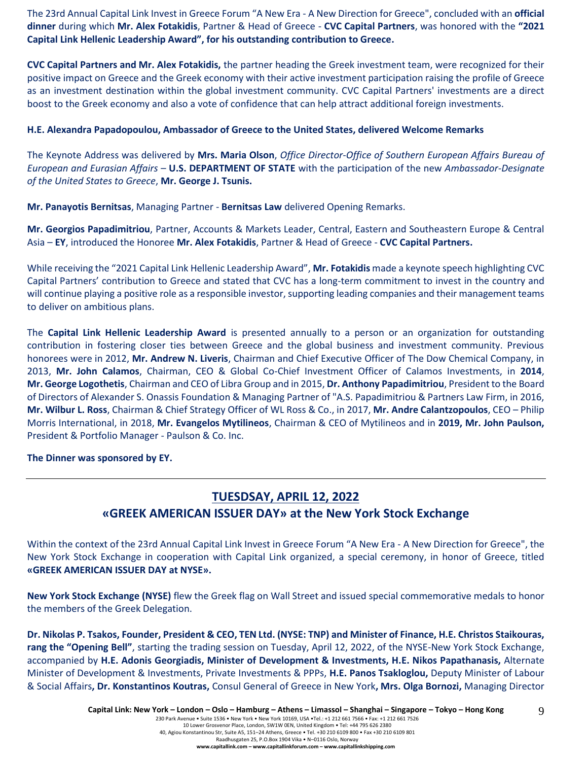The 23rd Annual Capital Link Invest in Greece Forum "A New Era - A New Direction for Greece", concluded with an **official dinner** during which **Mr. Alex Fotakidis**, Partner & Head of Greece - **CVC Capital Partners**, was honored with the **"2021 Capital Link Hellenic Leadership Award", for his outstanding contribution to Greece.**

**CVC Capital Partners and Mr. Alex Fotakidis,** the partner heading the Greek investment team, were recognized for their positive impact on Greece and the Greek economy with their active investment participation raising the profile of Greece as an investment destination within the global investment community. CVC Capital Partners' investments are a direct boost to the Greek economy and also a vote of confidence that can help attract additional foreign investments.

**H.E. Alexandra Papadopoulou, Ambassador of Greece to the United States, delivered Welcome Remarks**

The Keynote Address was delivered by **Mrs. Maria Olson**, *Office Director-Office of Southern European Affairs Bureau of European and Eurasian Affairs* – **U.S. DEPARTMENT OF STATE** with the participation of the new *Ambassador-Designate of the United States to Greece*, **Mr. George J. Tsunis.**

**Mr. Panayotis Bernitsas**, Managing Partner - **Bernitsas Law** delivered Opening Remarks.

**Mr. Georgios Papadimitriou**, Partner, Accounts & Markets Leader, Central, Eastern and Southeastern Europe & Central Asia – **EY**, introduced the Honoree **Mr. Alex Fotakidis**, Partner & Head of Greece - **CVC Capital Partners.**

While receiving the "2021 Capital Link Hellenic Leadership Award", **Mr. Fotakidis** made a keynote speech highlighting CVC Capital Partners' contribution to Greece and stated that CVC has a long-term commitment to invest in the country and will continue playing a positive role as a responsible investor, supporting leading companies and their management teams to deliver on ambitious plans.

The **Capital Link Hellenic Leadership Award** is presented annually to a person or an organization for outstanding contribution in fostering closer ties between Greece and the global business and investment community. Previous honorees were in 2012, **Mr. Andrew N. Liveris**, Chairman and Chief Executive Officer of The Dow Chemical Company, in 2013, **Mr. John Calamos**, Chairman, CEO & Global Co-Chief Investment Officer of Calamos Investments, in **2014**, **Mr. George Logothetis**, Chairman and CEO of Libra Group and in 2015, **Dr. Anthony Papadimitriou**, President to the Board of Directors of Alexander S. Onassis Foundation & Managing Partner of "A.S. Papadimitriou & Partners Law Firm, in 2016, **Mr. Wilbur L. Ross**, Chairman & Chief Strategy Officer of WL Ross & Co., in 2017, **Mr. Andre Calantzopoulos**, CEO – Philip Morris International, in 2018, **Mr. Evangelos Mytilineos**, Chairman & CEO of Mytilineos and in **2019, Mr. John Paulson,** President & Portfolio Manager - Paulson & Co. Inc.

**The Dinner was sponsored by EY.**

---

## TUESDSAY, APRIL 12, 2022

## «GREEK AMERICAN ISSUER DAY» at the New York Stock Exchange

Within the context of the 23rd Annual Capital Link Invest in Greece Forum "A New Era - A New Direction for Greece", the New York Stock Exchange in cooperation with Capital Link organized, a special ceremony, in honor of Greece, titled **«GREEK AMERICAN ISSUER DAY at NYSE».**

**New York Stock Exchange (NYSE)** flew the Greek flag on Wall Street and issued special commemorative medals to honor the members of the Greek Delegation.

**Dr. Nikolas P. Tsakos, Founder, President & CEO, TEN Ltd. (NYSE: TNP) and Minister of Finance, H.E. Christos Staikouras, rang the "Opening Bell"**, starting the trading session on Tuesday, April 12, 2022, of the NYSE-New York Stock Exchange, accompanied by **H.E. Adonis Georgiadis, Minister of Development & Investments, H.E. Nikos Papathanasis,** Alternate Minister of Development & Investments, Private Investments & PPPs, **H.E. Panos Tsakloglou,** Deputy Minister of Labour & Social Affairs**, Dr. Konstantinos Koutras,** Consul General of Greece in New York**, Mrs. Olga Bornozi,** Managing Director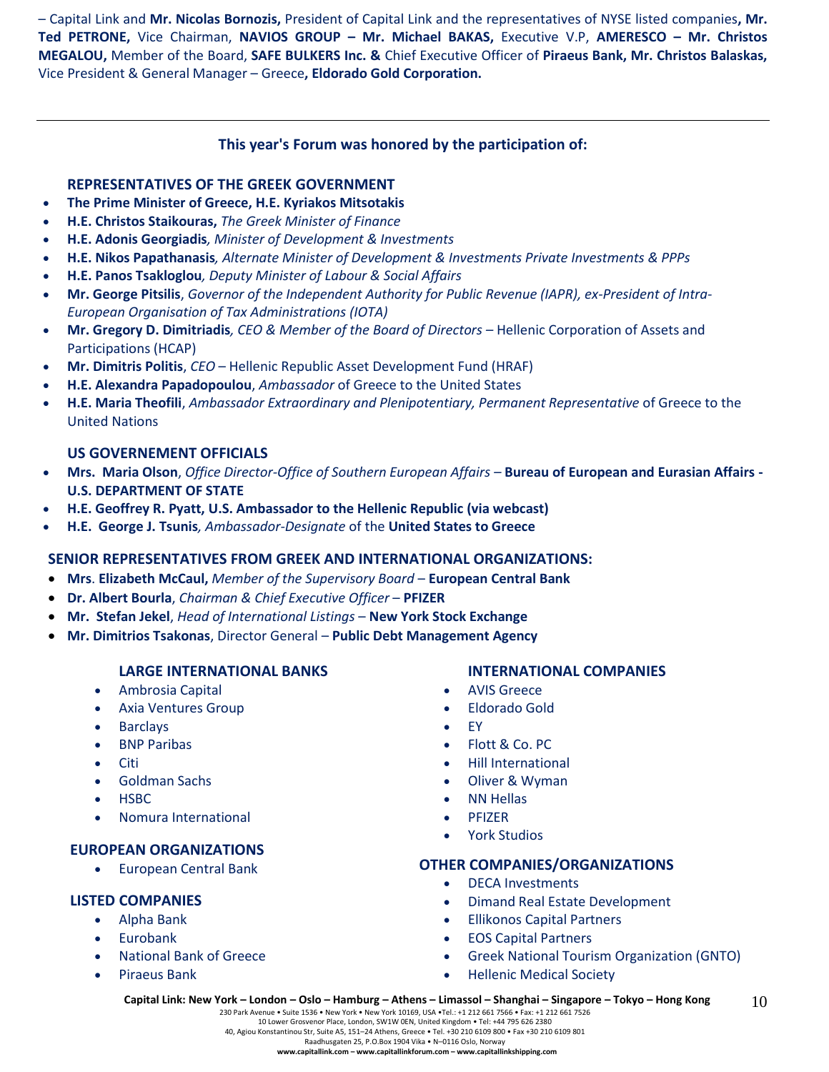– Capital Link and **Mr. Nicolas Bornozis,** President of Capital Link and the representatives of NYSE listed companies**, Mr. Ted PETRONE,** Vice Chairman, **NAVIOS GROUP – Mr. Michael BAKAS,** Executive V.P, **AMERESCO – Mr. Christos MEGALOU,** Member of the Board, **SAFE BULKERS Inc. &** Chief Executive Officer of **Piraeus Bank, Mr. Christos Balaskas,** Vice President & General Manager – Greece**, Eldorado Gold Corporation.**

---

**This year's Forum was honored by the participation of:**

**REPRESENTATIVES OF THE GREEK GOVERNMENT**

- **The Prime Minister of Greece, H.E. Kyriakos Mitsotakis**
- **H.E. Christos Staikouras,** *The Greek Minister of Finance*
- **H.E. Adonis Georgiadis***, Minister of Development & Investments*
- **H.E. Nikos Papathanasis***, Alternate Minister of Development & Investments Private Investments & PPPs*
- **H.E. Panos Tsakloglou***, Deputy Minister of Labour & Social Affairs*
- **Mr. George Pitsilis**, *Governor of the Independent Authority for Public Revenue (IAPR), ex-President of Intra-European Organisation of Tax Administrations (IOTA)*
- **Mr. Gregory D. Dimitriadis***, CEO & Member of the Board of Directors* – Hellenic Corporation of Assets and Participations (HCAP)
- **Mr. Dimitris Politis**, *CEO* – Hellenic Republic Asset Development Fund (HRAF)
- **H.E. Alexandra Papadopoulou**, *Ambassador* of Greece to the United States
- **H.E. Maria Theofili**, *Ambassador Extraordinary and Plenipotentiary, Permanent Representative* of Greece to the United Nations

**US GOVERENEMENT OFFICIALS**

- **Mrs. Maria Olson**, *Office Director-Office of Southern European Affairs* – **Bureau of European and Eurasian Affairs - U.S. DEPARTMENT OF STATE**
- **H.E. Geoffrey R. Pyatt, U.S. Ambassador to the Hellenic Republic (via webcast)**
- **H.E. George J. Tsunis***, Ambassador-Designate* of the **United States to Greece**

**SENIOR REPRESENTATIVES FROM GREEK AND INTERNATIONAL ORGANIZATIONS:**

- **Mrs**. **Elizabeth McCaul,** *Member of the Supervisory Board* – **European Central Bank**
- **Dr. Albert Bourla**, *Chairman & Chief Executive Officer* – **PFIZER**
- **Mr. Stefan Jekel**, *Head of International Listings* – **New York Stock Exchange**
- **Mr. Dimitrios Tsakonas**, Director General – **Public Debt Management Agency**

**LARGE INTERNATIONAL BANKS**

- Ambrosia Capital
- Axia Ventures Group
- Barclays
- BNP Paribas
- Citi
- Goldman Sachs
- HSBC
- Nomura International

**EUROPEAN ORGANIZATIONS**

- European Central Bank

**LISTED COMPANIES**

- Alpha Bank
- Eurobank
- National Bank of Greece
- Piraeus Bank

**INTERNATIONAL COMPANIES**

- AVIS Greece
- Eldorado Gold
- EY
- Flott & Co. PC
- Hill International
- Oliver & Wyman
- NN Hellas
- PFIZER
- York Studios

**OTHER COMPANIES/ORGANIZATIONS**

- DECA Investments
- Dimand Real Estate Development
- Ellikonos Capital Partners
- EOS Capital Partners
- Greek National Tourism Organization (GNTO)
- Hellenic Medical Society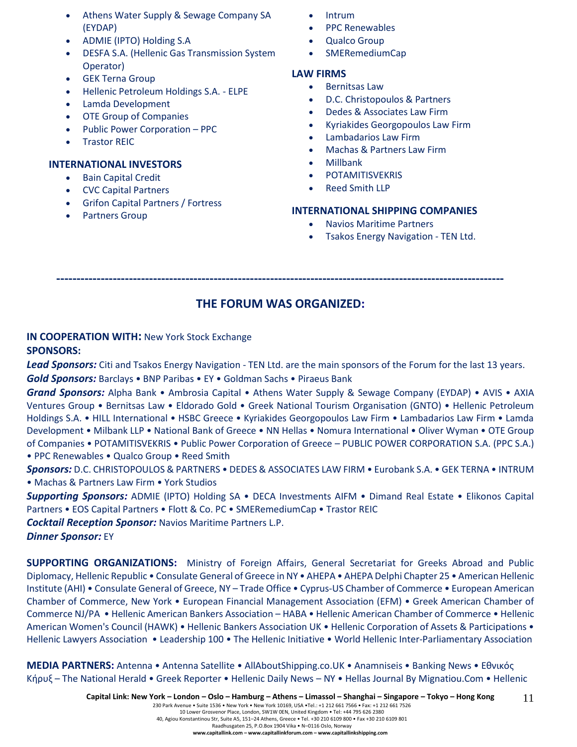- Athens Water Supply & Sewage Company SA (EYDAP)
- ADMIE (IPTO) Holding S.A
- DESFA S.A. (Hellenic Gas Transmission System Operator)
- GEK Terna Group
- Hellenic Petroleum Holdings S.A. - ELPE
- Lamda Development
- OTE Group of Companies
- Public Power Corporation – PPC
- Trastor REIC

### INTERNATIONAL INVESTORS

- Bain Capital Credit
- CVC Capital Partners
- Grifon Capital Partners / Fortress
- Partners Group

- Intrum
- PPC Renewables
- Qualco Group
- SMERemediumCap

### LAW FIRMS

- Bernitsas Law
- D.C. Christopoulos & Partners
- Dedes & Associates Law Firm
- Kyriakides Georgopoulos Law Firm
- Lambadarios Law Firm
- Machas & Partners Law Firm
- Millbank
- POTAMITISVEKRIS
- Reed Smith LLP

### INTERNATIONAL SHIPPING COMPANIES

- Navios Maritime Partners
- Tsakos Energy Navigation - TEN Ltd.

---

## THE FORUM WAS ORGANIZED:

**IN COOPERATION WITH:** New York Stock Exchange

**SPONSORS:**

***Lead Sponsors:*** Citi and Tsakos Energy Navigation - TEN Ltd. are the main sponsors of the Forum for the last 13 years.

***Gold Sponsors:*** Barclays • BNP Paribas • EY • Goldman Sachs • Piraeus Bank

***Grand Sponsors:*** Alpha Bank • Ambrosia Capital • Athens Water Supply & Sewage Company (EYDAP) • AVIS • AXIA Ventures Group • Bernitsas Law • Eldorado Gold • Greek National Tourism Organisation (GNTO) • Hellenic Petroleum Holdings S.A. • HILL International • HSBC Greece • Kyriakides Georgopoulos Law Firm • Lambadarios Law Firm • Lamda Development • Milbank LLP • National Bank of Greece • NN Hellas • Nomura International • Oliver Wyman • OTE Group of Companies • POTAMITISVEKRIS • Public Power Corporation of Greece – PUBLIC POWER CORPORATION S.A. (PPC S.A.) • PPC Renewables • Qualco Group • Reed Smith

***Sponsors:*** D.C. CHRISTOPOULOS & PARTNERS • DEDES & ASSOCIATES LAW FIRM • Eurobank S.A. • GEK TERNA • INTRUM • Machas & Partners Law Firm • York Studios

***Supporting Sponsors:*** ADMIE (IPTO) Holding SA • DECA Investments AIFM • Dimand Real Estate • Elikonos Capital Partners • EOS Capital Partners • Flott & Co. PC • SMERemediumCap • Trastor REIC

***Cocktail Reception Sponsor:*** Navios Maritime Partners L.P.

***Dinner Sponsor:*** EY

**SUPPORTING ORGANIZATIONS:** Ministry of Foreign Affairs, General Secretariat for Greeks Abroad and Public Diplomacy, Hellenic Republic • Consulate General of Greece in NY • AHEPA • AHEPA Delphi Chapter 25 • American Hellenic Institute (AHI) • Consulate General of Greece, NY – Trade Office • Cyprus-US Chamber of Commerce • European American Chamber of Commerce, New York • European Financial Management Association (EFM) • Greek American Chamber of Commerce NJ/PA • Hellenic American Bankers Association – HABA • Hellenic American Chamber of Commerce • Hellenic American Women's Council (HAWK) • Hellenic Bankers Association UK • Hellenic Corporation of Assets & Participations • Hellenic Lawyers Association • Leadership 100 • The Hellenic Initiative • World Hellenic Inter-Parliamentary Association

**MEDIA PARTNERS:** Antenna • Antenna Satellite • AllAboutShipping.co.UK • Anamniseis • Banking News • Εθνικός Κήρυξ – The National Herald • Greek Reporter • Hellenic Daily News – NY • Hellas Journal By Mignatiou.Com • Hellenic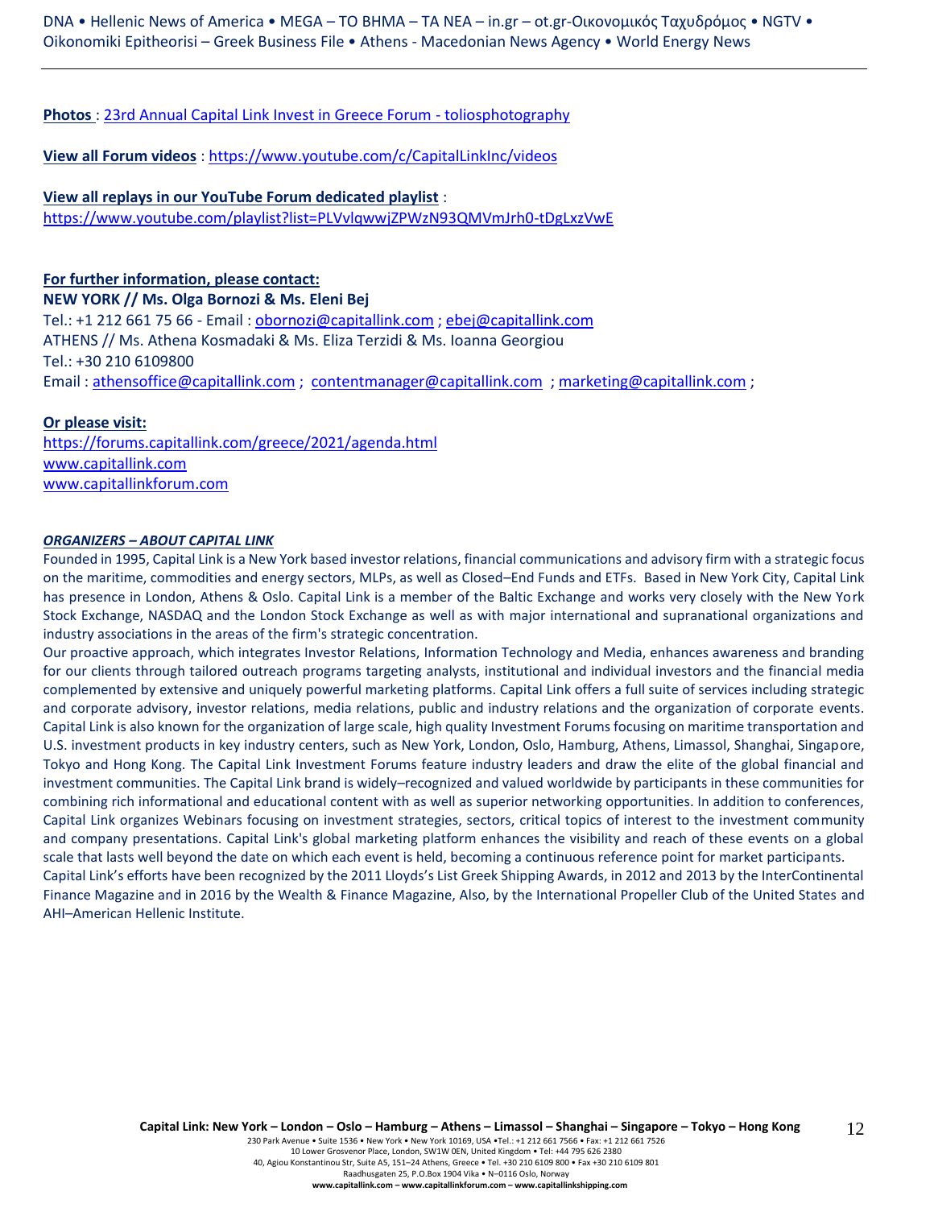DNA • Hellenic News of America • MEGA – TO BHMA – TA NEA – in.gr – ot.gr-Οικονομικός Ταχυδρόμος • NGTV • Oikonomiki Epitheorisi – Greek Business File • Athens - Macedonian News Agency • World Energy News

**Photos** : 23rd Annual Capital Link Invest in Greece Forum - toliosphotography

**View all Forum videos** : https://www.youtube.com/c/CapitalLinkInc/videos

**View all replays in our YouTube Forum dedicated playlist** :
https://www.youtube.com/playlist?list=PLVvlqwwjZPWzN93QMVmJrh0-tDgLxzVwE

**For further information, please contact:**
**NEW YORK // Ms. Olga Bornozi & Ms. Eleni Bej**
Tel.: +1 212 661 75 66 - Email : obornozi@capitallink.com ; ebej@capitallink.com
ATHENS // Ms. Athena Kosmadaki & Ms. Eliza Terzidi & Ms. Ioanna Georgiou
Tel.: +30 210 6109800
Email : athensoffice@capitallink.com ; contentmanager@capitallink.com ; marketing@capitallink.com ;

**Or please visit:**
https://forums.capitallink.com/greece/2021/agenda.html
www.capitallink.com
www.capitallinkforum.com

***ORGANIZERS – ABOUT CAPITAL LINK***

Founded in 1995, Capital Link is a New York based investor relations, financial communications and advisory firm with a strategic focus on the maritime, commodities and energy sectors, MLPs, as well as Closed–End Funds and ETFs. Based in New York City, Capital Link has presence in London, Athens & Oslo. Capital Link is a member of the Baltic Exchange and works very closely with the New York Stock Exchange, NASDAQ and the London Stock Exchange as well as with major international and supranational organizations and industry associations in the areas of the firm's strategic concentration.

Our proactive approach, which integrates Investor Relations, Information Technology and Media, enhances awareness and branding for our clients through tailored outreach programs targeting analysts, institutional and individual investors and the financial media complemented by extensive and uniquely powerful marketing platforms. Capital Link offers a full suite of services including strategic and corporate advisory, investor relations, media relations, public and industry relations and the organization of corporate events. Capital Link is also known for the organization of large scale, high quality Investment Forums focusing on maritime transportation and U.S. investment products in key industry centers, such as New York, London, Oslo, Hamburg, Athens, Limassol, Shanghai, Singapore, Tokyo and Hong Kong. The Capital Link Investment Forums feature industry leaders and draw the elite of the global financial and investment communities. The Capital Link brand is widely–recognized and valued worldwide by participants in these communities for combining rich informational and educational content with as well as superior networking opportunities. In addition to conferences, Capital Link organizes Webinars focusing on investment strategies, sectors, critical topics of interest to the investment community and company presentations. Capital Link's global marketing platform enhances the visibility and reach of these events on a global scale that lasts well beyond the date on which each event is held, becoming a continuous reference point for market participants.

Capital Link's efforts have been recognized by the 2011 Lloyds's List Greek Shipping Awards, in 2012 and 2013 by the InterContinental Finance Magazine and in 2016 by the Wealth & Finance Magazine, Also, by the International Propeller Club of the United States and AHI–American Hellenic Institute.

**Capital Link: New York – London – Oslo – Hamburg – Athens – Limassol – Shanghai – Singapore – Tokyo – Hong Kong**
230 Park Avenue • Suite 1536 • New York • New York 10169, USA •Tel.: +1 212 661 7566 • Fax: +1 212 661 7526
10 Lower Grosvenor Place, London, SW1W 0EN, United Kingdom • Tel: +44 795 626 2380
40, Agiou Konstantinou Str, Suite A5, 151–24 Athens, Greece • Tel. +30 210 6109 800 • Fax +30 210 6109 801
Raadhusgaten 25, P.O.Box 1904 Vika • N–0116 Oslo, Norway
**www.capitallink.com – www.capitallinkforum.com – www.capitallinkshipping.com**